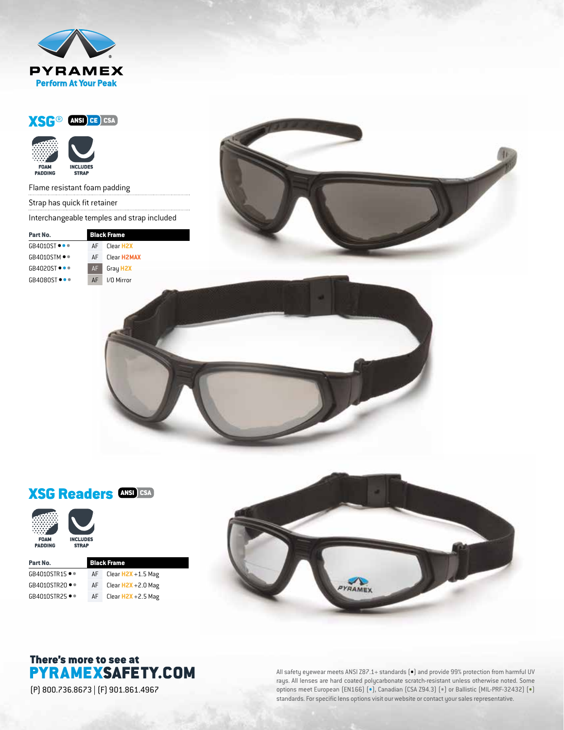**PYRAMEX**
**Perform At Your Peak**

## XSG® ANSI CE CSA

FOAM PADDING | INCLUDES STRAP

- Flame resistant foam padding
- Strap has quick fit retainer
- Interchangeable temples and strap included

| Part No. | | Black Frame |
|---|---|---|
| GB4010ST ● ● ● | AF | Clear H2X |
| GB4010STM ● ● | AF | Clear H2MAX |
| GB4020ST ● ● ● | AF | Gray H2X |
| GB4080ST ● ● ● | AF | I/O Mirror |

## XSG Readers ANSI CSA

FOAM PADDING | INCLUDES STRAP

| Part No. | | Black Frame |
|---|---|---|
| GB4010STR15 ● ● | AF | Clear H2X +1.5 Mag |
| GB4010STR20 ● ● | AF | Clear H2X +2.0 Mag |
| GB4010STR25 ● ● | AF | Clear H2X +2.5 Mag |

**There's more to see at**
**PYRAMEXSAFETY.COM**
(P) 800.736.8673 | (F) 901.861.4967

All safety eyewear meets ANSI Z87.1+ standards (•) and provide 99% protection from harmful UV rays. All lenses are hard coated polycarbonate scratch-resistant unless otherwise noted. Some options meet European (EN166) (•), Canadian (CSA Z94.3) (•) or Ballistic (MIL-PRF-32432) (•) standards. For specific lens options visit our website or contact your sales representative.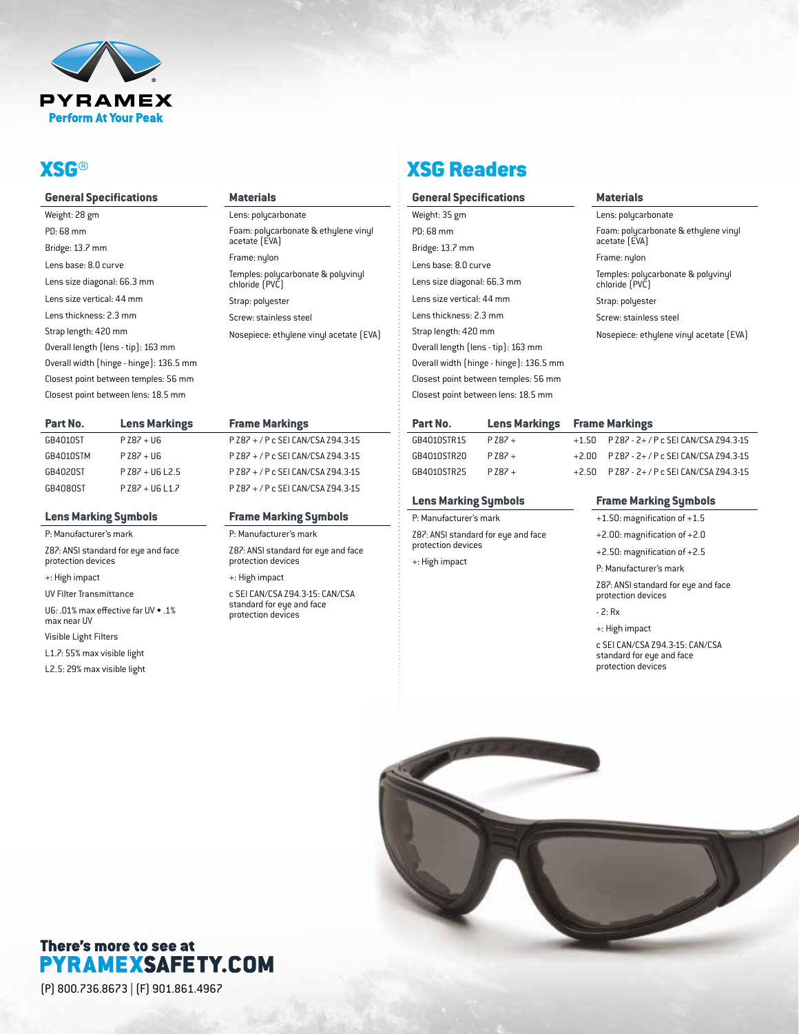PYRAMEX

Perform At Your Peak

## XSG®

### General Specifications

Weight: 28 gm

PD: 68 mm

Bridge: 13.7 mm

Lens base: 8.0 curve

Lens size diagonal: 66.3 mm

Lens size vertical: 44 mm

Lens thickness: 2.3 mm

Strap length: 420 mm

Overall length (lens - tip): 163 mm

Overall width (hinge - hinge): 136.5 mm

Closest point between temples: 56 mm

Closest point between lens: 18.5 mm

### Materials

Lens: polycarbonate

Foam: polycarbonate & ethylene vinyl acetate (EVA)

Frame: nylon

Temples: polycarbonate & polyvinyl chloride (PVC)

Strap: polyester

Screw: stainless steel

Nosepiece: ethylene vinyl acetate (EVA)

| Part No. | Lens Markings | Frame Markings |
|---|---|---|
| GB4010ST | P Z87 + U6 | P Z87 + / P c SEI CAN/CSA Z94.3-15 |
| GB4010STM | P Z87 + U6 | P Z87 + / P c SEI CAN/CSA Z94.3-15 |
| GB4020ST | P Z87 + U6 L2.5 | P Z87 + / P c SEI CAN/CSA Z94.3-15 |
| GB4080ST | P Z87 + U6 L1.7 | P Z87 + / P c SEI CAN/CSA Z94.3-15 |

### Lens Marking Symbols

P: Manufacturer's mark

Z87: ANSI standard for eye and face protection devices

+: High impact

UV Filter Transmittance

U6: .01% max effective far UV • .1% max near UV

Visible Light Filters

L1.7: 55% max visible light

L2.5: 29% max visible light

### Frame Marking Symbols

P: Manufacturer's mark

Z87: ANSI standard for eye and face protection devices

+: High impact

c SEI CAN/CSA Z94.3-15: CAN/CSA standard for eye and face protection devices

## XSG Readers

### General Specifications

Weight: 35 gm

PD: 68 mm

Bridge: 13.7 mm

Lens base: 8.0 curve

Lens size diagonal: 66.3 mm

Lens size vertical: 44 mm

Lens thickness: 2.3 mm

Strap length: 420 mm

Overall length (lens - tip): 163 mm

Overall width (hinge - hinge): 136.5 mm

Closest point between temples: 56 mm

Closest point between lens: 18.5 mm

### Materials

Lens: polycarbonate

Foam: polycarbonate & ethylene vinyl acetate (EVA)

Frame: nylon

Temples: polycarbonate & polyvinyl chloride (PVC)

Strap: polyester

Screw: stainless steel

Nosepiece: ethylene vinyl acetate (EVA)

| Part No. | Lens Markings | Frame Markings | |
|---|---|---|---|
| GB4010STR15 | P Z87 + | +1.50 | P Z87 - 2+ / P c SEI CAN/CSA Z94.3-15 |
| GB4010STR20 | P Z87 + | +2.00 | P Z87 - 2+ / P c SEI CAN/CSA Z94.3-15 |
| GB4010STR25 | P Z87 + | +2.50 | P Z87 - 2+ / P c SEI CAN/CSA Z94.3-15 |

### Lens Marking Symbols

P: Manufacturer's mark

Z87: ANSI standard for eye and face protection devices

+: High impact

### Frame Marking Symbols

+1.50: magnification of +1.5

+2.00: magnification of +2.0

+2.50: magnification of +2.5

P: Manufacturer's mark

Z87: ANSI standard for eye and face protection devices

- 2: Rx

+: High impact

c SEI CAN/CSA Z94.3-15: CAN/CSA standard for eye and face protection devices

**There's more to see at**
**PYRAMEXSAFETY.COM**

(P) 800.736.8673 | (F) 901.861.4967